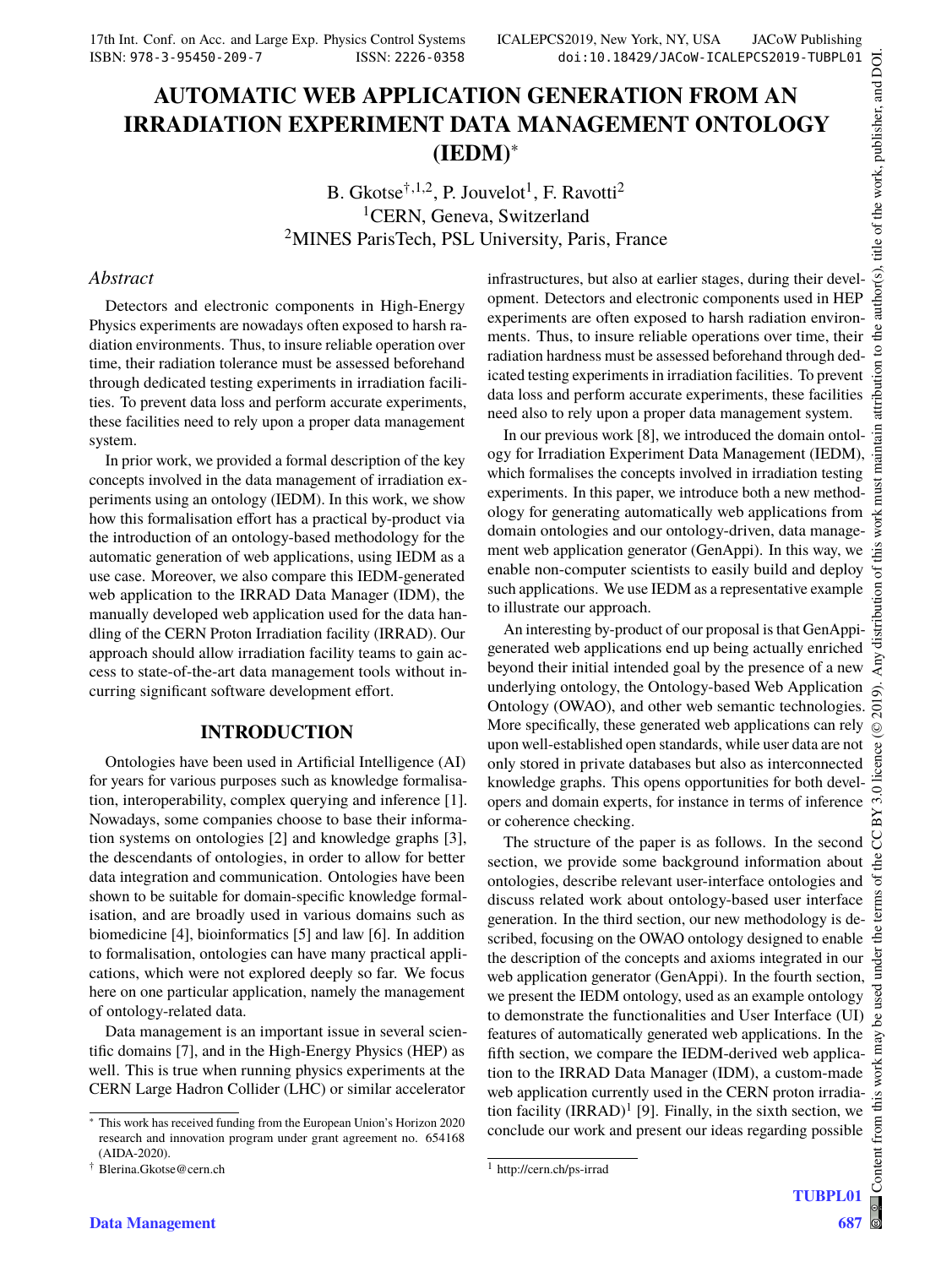# AUTOMATIC WEB APPLICATION GENERATION FROM AN IRRADIATION EXPERIMENT DATA MANAGEMENT ONTOLOGY (IEDM)*

B. Gkotse[†,1,2], P. Jouvelot[1], F. Ravotti[2]
[1]CERN, Geneva, Switzerland
[2]MINES ParisTech, PSL University, Paris, France

## *Abstract*

Detectors and electronic components in High-Energy Physics experiments are nowadays often exposed to harsh radiation environments. Thus, to insure reliable operation over time, their radiation tolerance must be assessed beforehand through dedicated testing experiments in irradiation facilities. To prevent data loss and perform accurate experiments, these facilities need to rely upon a proper data management system.

In prior work, we provided a formal description of the key concepts involved in the data management of irradiation experiments using an ontology (IEDM). In this work, we show how this formalisation effort has a practical by-product via the introduction of an ontology-based methodology for the automatic generation of web applications, using IEDM as a use case. Moreover, we also compare this IEDM-generated web application to the IRRAD Data Manager (IDM), the manually developed web application used for the data handling of the CERN Proton Irradiation facility (IRRAD). Our approach should allow irradiation facility teams to gain access to state-of-the-art data management tools without incurring significant software development effort.

## INTRODUCTION

Ontologies have been used in Artificial Intelligence (AI) for years for various purposes such as knowledge formalisation, interoperability, complex querying and inference [1]. Nowadays, some companies choose to base their information systems on ontologies [2] and knowledge graphs [3], the descendants of ontologies, in order to allow for better data integration and communication. Ontologies have been shown to be suitable for domain-specific knowledge formalisation, and are broadly used in various domains such as biomedicine [4], bioinformatics [5] and law [6]. In addition to formalisation, ontologies can have many practical applications, which were not explored deeply so far. We focus here on one particular application, namely the management of ontology-related data.

Data management is an important issue in several scientific domains [7], and in the High-Energy Physics (HEP) as well. This is true when running physics experiments at the CERN Large Hadron Collider (LHC) or similar accelerator infrastructures, but also at earlier stages, during their development. Detectors and electronic components used in HEP experiments are often exposed to harsh radiation environments. Thus, to insure reliable operations over time, their radiation hardness must be assessed beforehand through dedicated testing experiments in irradiation facilities. To prevent data loss and perform accurate experiments, these facilities need also to rely upon a proper data management system.

In our previous work [8], we introduced the domain ontology for Irradiation Experiment Data Management (IEDM), which formalises the concepts involved in irradiation testing experiments. In this paper, we introduce both a new methodology for generating automatically web applications from domain ontologies and our ontology-driven, data management web application generator (GenAppi). In this way, we enable non-computer scientists to easily build and deploy such applications. We use IEDM as a representative example to illustrate our approach.

An interesting by-product of our proposal is that GenAppi-generated web applications end up being actually enriched beyond their initial intended goal by the presence of a new underlying ontology, the Ontology-based Web Application Ontology (OWAO), and other web semantic technologies. More specifically, these generated web applications can rely upon well-established open standards, while user data are not only stored in private databases but also as interconnected knowledge graphs. This opens opportunities for both developers and domain experts, for instance in terms of inference or coherence checking.

The structure of the paper is as follows. In the second section, we provide some background information about ontologies, describe relevant user-interface ontologies and discuss related work about ontology-based user interface generation. In the third section, our new methodology is described, focusing on the OWAO ontology designed to enable the description of the concepts and axioms integrated in our web application generator (GenAppi). In the fourth section, we present the IEDM ontology, used as an example ontology to demonstrate the functionalities and User Interface (UI) features of automatically generated web applications. In the fifth section, we compare the IEDM-derived web application to the IRRAD Data Manager (IDM), a custom-made web application currently used in the CERN proton irradiation facility (IRRAD)[1] [9]. Finally, in the sixth section, we conclude our work and present our ideas regarding possible

---

* This work has received funding from the European Union's Horizon 2020 research and innovation program under grant agreement no. 654168 (AIDA-2020).

† Blerina.Gkotse@cern.ch

[1] http://cern.ch/ps-irrad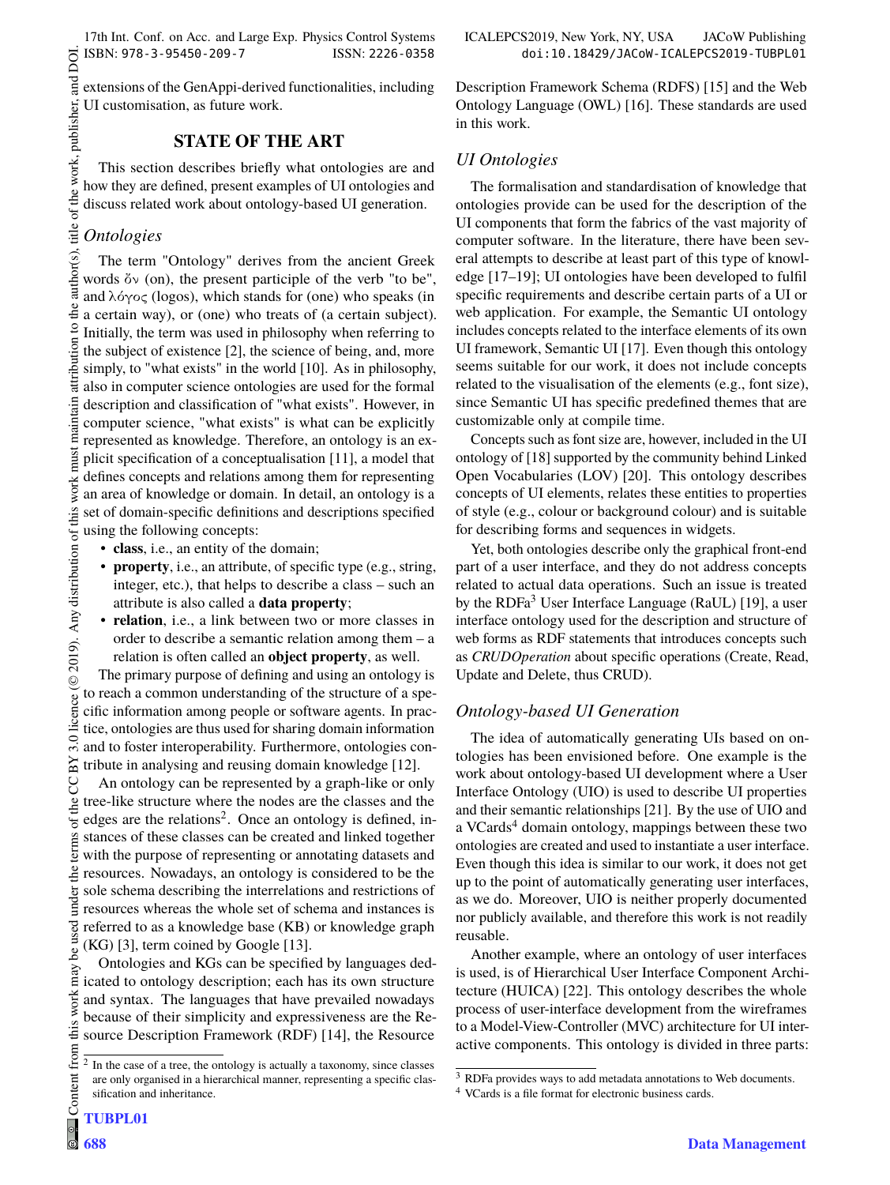extensions of the GenAppi-derived functionalities, including UI customisation, as future work.

## STATE OF THE ART

This section describes briefly what ontologies are and how they are defined, present examples of UI ontologies and discuss related work about ontology-based UI generation.

### *Ontologies*

The term "Ontology" derives from the ancient Greek words ὄν (on), the present participle of the verb "to be", and λόγος (logos), which stands for (one) who speaks (in a certain way), or (one) who treats of (a certain subject). Initially, the term was used in philosophy when referring to the subject of existence [2], the science of being, and, more simply, to "what exists" in the world [10]. As in philosophy, also in computer science ontologies are used for the formal description and classification of "what exists". However, in computer science, "what exists" is what can be explicitly represented as knowledge. Therefore, an ontology is an explicit specification of a conceptualisation [11], a model that defines concepts and relations among them for representing an area of knowledge or domain. In detail, an ontology is a set of domain-specific definitions and descriptions specified using the following concepts:

- **class**, i.e., an entity of the domain;
- **property**, i.e., an attribute, of specific type (e.g., string, integer, etc.), that helps to describe a class – such an attribute is also called a **data property**;
- **relation**, i.e., a link between two or more classes in order to describe a semantic relation among them – a relation is often called an **object property**, as well.

The primary purpose of defining and using an ontology is to reach a common understanding of the structure of a specific information among people or software agents. In practice, ontologies are thus used for sharing domain information and to foster interoperability. Furthermore, ontologies contribute in analysing and reusing domain knowledge [12].

An ontology can be represented by a graph-like or only tree-like structure where the nodes are the classes and the edges are the relations[2]. Once an ontology is defined, instances of these classes can be created and linked together with the purpose of representing or annotating datasets and resources. Nowadays, an ontology is considered to be the sole schema describing the interrelations and restrictions of resources whereas the whole set of schema and instances is referred to as a knowledge base (KB) or knowledge graph (KG) [3], term coined by Google [13].

Ontologies and KGs can be specified by languages dedicated to ontology description; each has its own structure and syntax. The languages that have prevailed nowadays because of their simplicity and expressiveness are the Resource Description Framework (RDF) [14], the Resource Description Framework Schema (RDFS) [15] and the Web Ontology Language (OWL) [16]. These standards are used in this work.

### *UI Ontologies*

The formalisation and standardisation of knowledge that ontologies provide can be used for the description of the UI components that form the fabrics of the vast majority of computer software. In the literature, there have been several attempts to describe at least part of this type of knowledge [17–19]; UI ontologies have been developed to fulfil specific requirements and describe certain parts of a UI or web application. For example, the Semantic UI ontology includes concepts related to the interface elements of its own UI framework, Semantic UI [17]. Even though this ontology seems suitable for our work, it does not include concepts related to the visualisation of the elements (e.g., font size), since Semantic UI has specific predefined themes that are customizable only at compile time.

Concepts such as font size are, however, included in the UI ontology of [18] supported by the community behind Linked Open Vocabularies (LOV) [20]. This ontology describes concepts of UI elements, relates these entities to properties of style (e.g., colour or background colour) and is suitable for describing forms and sequences in widgets.

Yet, both ontologies describe only the graphical front-end part of a user interface, and they do not address concepts related to actual data operations. Such an issue is treated by the RDFa[3] User Interface Language (RaUL) [19], a user interface ontology used for the description and structure of web forms as RDF statements that introduces concepts such as *CRUDOperation* about specific operations (Create, Read, Update and Delete, thus CRUD).

### *Ontology-based UI Generation*

The idea of automatically generating UIs based on ontologies has been envisioned before. One example is the work about ontology-based UI development where a User Interface Ontology (UIO) is used to describe UI properties and their semantic relationships [21]. By the use of UIO and a VCards[4] domain ontology, mappings between these two ontologies are created and used to instantiate a user interface. Even though this idea is similar to our work, it does not get up to the point of automatically generating user interfaces, as we do. Moreover, UIO is neither properly documented nor publicly available, and therefore this work is not readily reusable.

Another example, where an ontology of user interfaces is used, is of Hierarchical User Interface Component Architecture (HUICA) [22]. This ontology describes the whole process of user-interface development from the wireframes to a Model-View-Controller (MVC) architecture for UI interactive components. This ontology is divided in three parts:

---

[2] In the case of a tree, the ontology is actually a taxonomy, since classes are only organised in a hierarchical manner, representing a specific classification and inheritance.

[3] RDFa provides ways to add metadata annotations to Web documents.

[4] VCards is a file format for electronic business cards.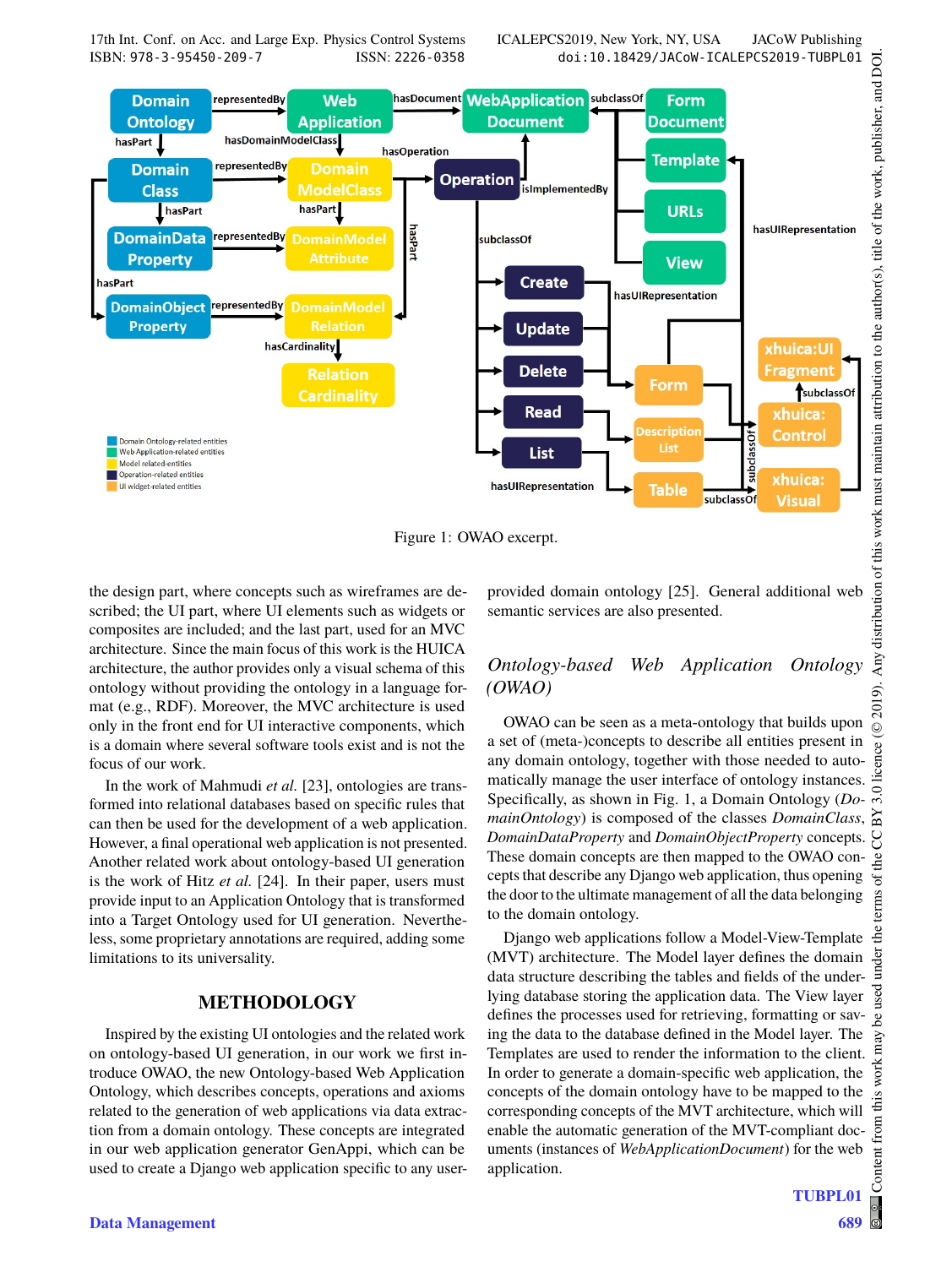Figure 1: OWAO excerpt.

the design part, where concepts such as wireframes are described; the UI part, where UI elements such as widgets or composites are included; and the last part, used for an MVC architecture. Since the main focus of this work is the HUICA architecture, the author provides only a visual schema of this ontology without providing the ontology in a language format (e.g., RDF). Moreover, the MVC architecture is used only in the front end for UI interactive components, which is a domain where several software tools exist and is not the focus of our work.

In the work of Mahmudi *et al.* [23], ontologies are transformed into relational databases based on specific rules that can then be used for the development of a web application. However, a final operational web application is not presented. Another related work about ontology-based UI generation is the work of Hitz *et al.* [24]. In their paper, users must provide input to an Application Ontology that is transformed into a Target Ontology used for UI generation. Nevertheless, some proprietary annotations are required, adding some limitations to its universality.

## METHODOLOGY

Inspired by the existing UI ontologies and the related work on ontology-based UI generation, in our work we first introduce OWAO, the new Ontology-based Web Application Ontology, which describes concepts, operations and axioms related to the generation of web applications via data extraction from a domain ontology. These concepts are integrated in our web application generator GenAppi, which can be used to create a Django web application specific to any user-provided domain ontology [25]. General additional web semantic services are also presented.

### *Ontology-based Web Application Ontology (OWAO)*

OWAO can be seen as a meta-ontology that builds upon a set of (meta-)concepts to describe all entities present in any domain ontology, together with those needed to automatically manage the user interface of ontology instances. Specifically, as shown in Fig. 1, a Domain Ontology (*DomainOntology*) is composed of the classes *DomainClass*, *DomainDataProperty* and *DomainObjectProperty* concepts. These domain concepts are then mapped to the OWAO concepts that describe any Django web application, thus opening the door to the ultimate management of all the data belonging to the domain ontology.

Django web applications follow a Model-View-Template (MVT) architecture. The Model layer defines the domain data structure describing the tables and fields of the underlying database storing the application data. The View layer defines the processes used for retrieving, formatting or saving the data to the database defined in the Model layer. The Templates are used to render the information to the client. In order to generate a domain-specific web application, the concepts of the domain ontology have to be mapped to the corresponding concepts of the MVT architecture, which will enable the automatic generation of the MVT-compliant documents (instances of *WebApplicationDocument*) for the web application.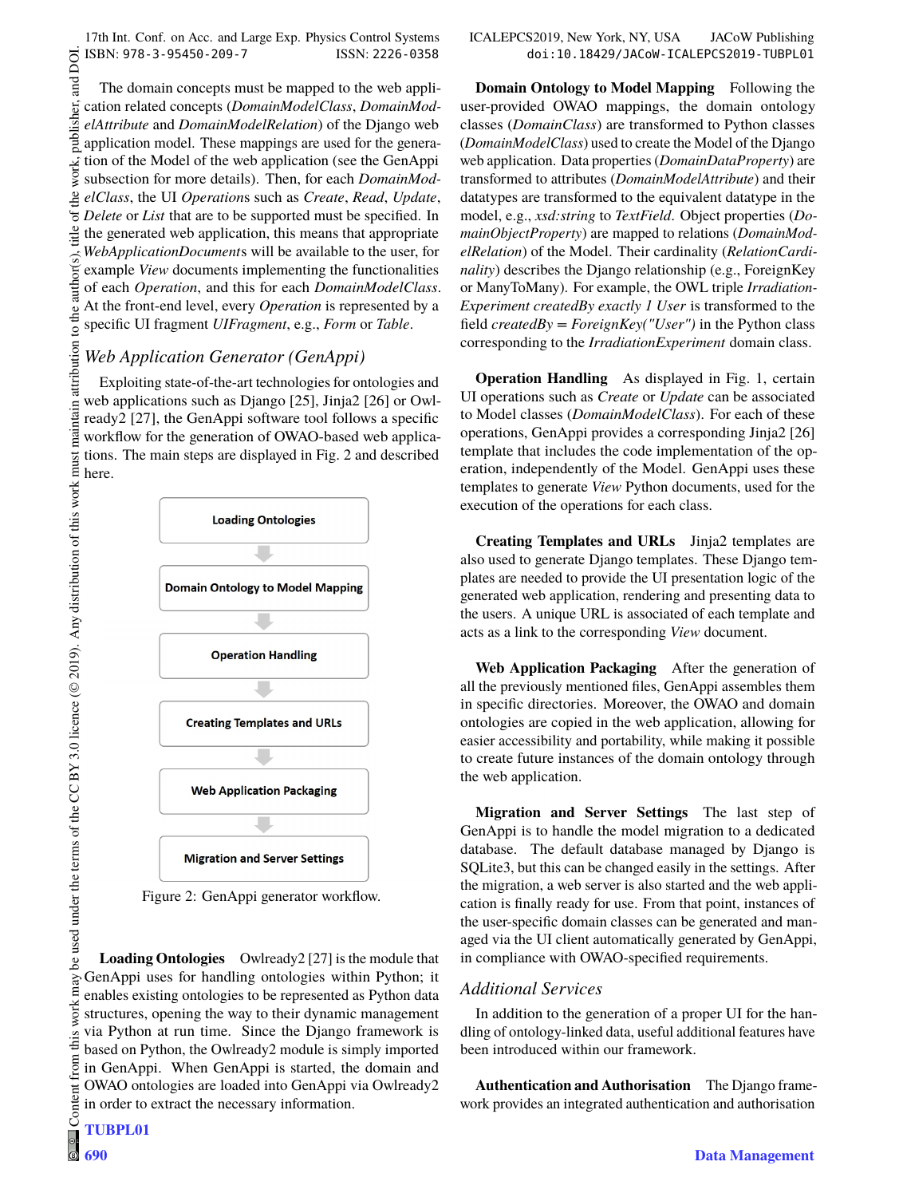The domain concepts must be mapped to the web application related concepts (*DomainModelClass*, *DomainModelAttribute* and *DomainModelRelation*) of the Django web application model. These mappings are used for the generation of the Model of the web application (see the GenAppi subsection for more details). Then, for each *DomainModelClass*, the UI *Operations* such as *Create*, *Read*, *Update*, *Delete* or *List* that are to be supported must be specified. In the generated web application, this means that appropriate *WebApplicationDocument*s will be available to the user, for example *View* documents implementing the functionalities of each *Operation*, and this for each *DomainModelClass*. At the front-end level, every *Operation* is represented by a specific UI fragment *UIFragment*, e.g., *Form* or *Table*.

## *Web Application Generator (GenAppi)*

Exploiting state-of-the-art technologies for ontologies and web applications such as Django [25], Jinja2 [26] or Owlready2 [27], the GenAppi software tool follows a specific workflow for the generation of OWAO-based web applications. The main steps are displayed in Fig. 2 and described here.

Loading Ontologies → Domain Ontology to Model Mapping → Operation Handling → Creating Templates and URLs → Web Application Packaging → Migration and Server Settings

Figure 2: GenAppi generator workflow.

**Loading Ontologies** Owlready2 [27] is the module that GenAppi uses for handling ontologies within Python; it enables existing ontologies to be represented as Python data structures, opening the way to their dynamic management via Python at run time. Since the Django framework is based on Python, the Owlready2 module is simply imported in GenAppi. When GenAppi is started, the domain and OWAO ontologies are loaded into GenAppi via Owlready2 in order to extract the necessary information.

**Domain Ontology to Model Mapping** Following the user-provided OWAO mappings, the domain ontology classes (*DomainClass*) are transformed to Python classes (*DomainModelClass*) used to create the Model of the Django web application. Data properties (*DomainDataProperty*) are transformed to attributes (*DomainModelAttribute*) and their datatypes are transformed to the equivalent datatype in the model, e.g., *xsd:string* to *TextField*. Object properties (*DomainObjectProperty*) are mapped to relations (*DomainModelRelation*) of the Model. Their cardinality (*RelationCardinality*) describes the Django relationship (e.g., ForeignKey or ManyToMany). For example, the OWL triple *IrradiationExperiment createdBy exactly 1 User* is transformed to the field *createdBy = ForeignKey("User")* in the Python class corresponding to the *IrradiationExperiment* domain class.

**Operation Handling** As displayed in Fig. 1, certain UI operations such as *Create* or *Update* can be associated to Model classes (*DomainModelClass*). For each of these operations, GenAppi provides a corresponding Jinja2 [26] template that includes the code implementation of the operation, independently of the Model. GenAppi uses these templates to generate *View* Python documents, used for the execution of the operations for each class.

**Creating Templates and URLs** Jinja2 templates are also used to generate Django templates. These Django templates are needed to provide the UI presentation logic of the generated web application, rendering and presenting data to the users. A unique URL is associated of each template and acts as a link to the corresponding *View* document.

**Web Application Packaging** After the generation of all the previously mentioned files, GenAppi assembles them in specific directories. Moreover, the OWAO and domain ontologies are copied in the web application, allowing for easier accessibility and portability, while making it possible to create future instances of the domain ontology through the web application.

**Migration and Server Settings** The last step of GenAppi is to handle the model migration to a dedicated database. The default database managed by Django is SQLite3, but this can be changed easily in the settings. After the migration, a web server is also started and the web application is finally ready for use. From that point, instances of the user-specific domain classes can be generated and managed via the UI client automatically generated by GenAppi, in compliance with OWAO-specified requirements.

## *Additional Services*

In addition to the generation of a proper UI for the handling of ontology-linked data, useful additional features have been introduced within our framework.

**Authentication and Authorisation** The Django framework provides an integrated authentication and authorisation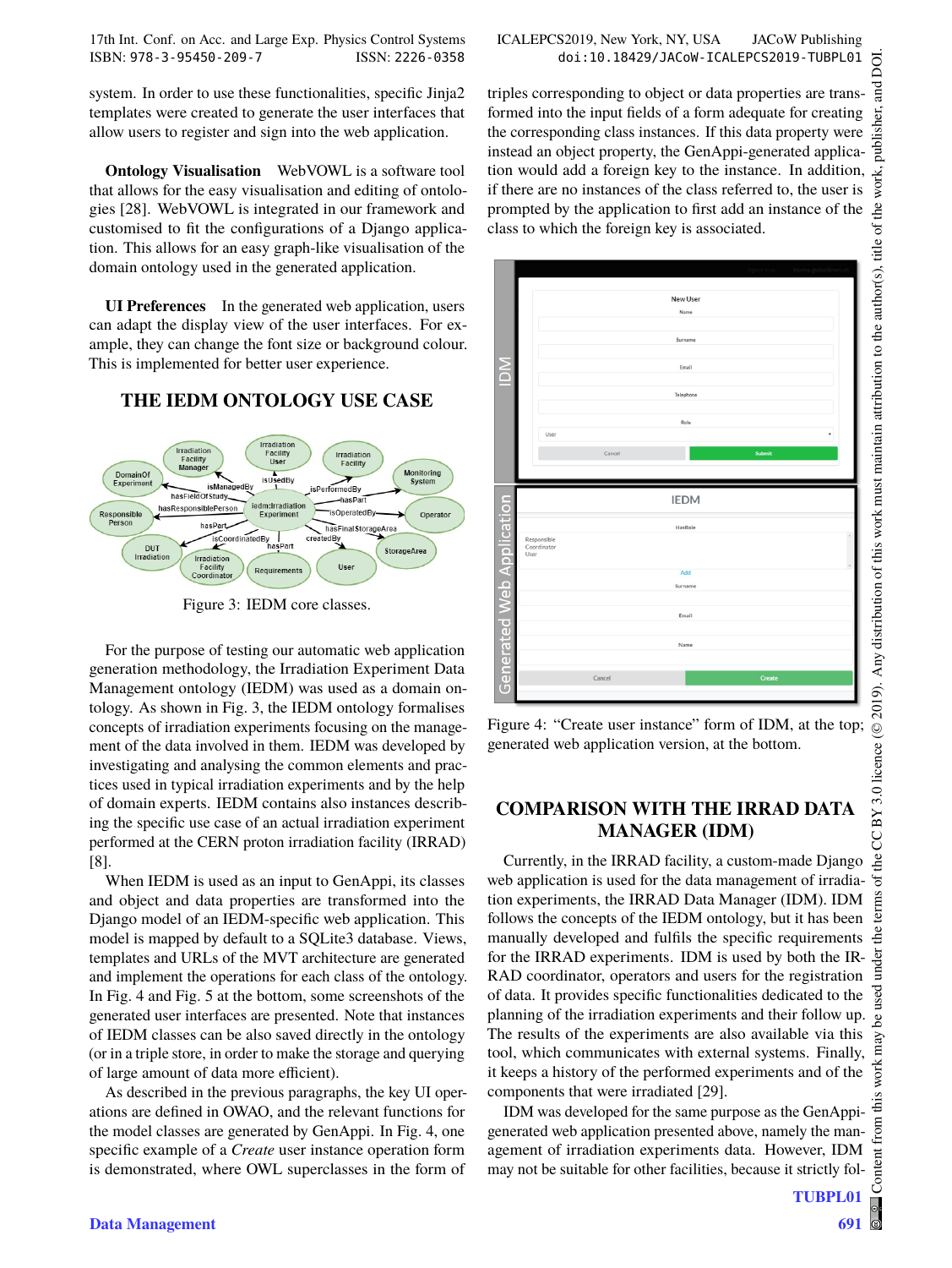system. In order to use these functionalities, specific Jinja2 templates were created to generate the user interfaces that allow users to register and sign into the web application.

**Ontology Visualisation** WebVOWL is a software tool that allows for the easy visualisation and editing of ontologies [28]. WebVOWL is integrated in our framework and customised to fit the configurations of a Django application. This allows for an easy graph-like visualisation of the domain ontology used in the generated application.

**UI Preferences** In the generated web application, users can adapt the display view of the user interfaces. For example, they can change the font size or background colour. This is implemented for better user experience.

## THE IEDM ONTOLOGY USE CASE

Figure 3: IEDM core classes.

For the purpose of testing our automatic web application generation methodology, the Irradiation Experiment Data Management ontology (IEDM) was used as a domain ontology. As shown in Fig. 3, the IEDM ontology formalises concepts of irradiation experiments focusing on the management of the data involved in them. IEDM was developed by investigating and analysing the common elements and practices used in typical irradiation experiments and by the help of domain experts. IEDM contains also instances describing the specific use case of an actual irradiation experiment performed at the CERN proton irradiation facility (IRRAD) [8].

When IEDM is used as an input to GenAppi, its classes and object and data properties are transformed into the Django model of an IEDM-specific web application. This model is mapped by default to a SQLite3 database. Views, templates and URLs of the MVT architecture are generated and implement the operations for each class of the ontology. In Fig. 4 and Fig. 5 at the bottom, some screenshots of the generated user interfaces are presented. Note that instances of IEDM classes can be also saved directly in the ontology (or in a triple store, in order to make the storage and querying of large amount of data more efficient).

As described in the previous paragraphs, the key UI operations are defined in OWAO, and the relevant functions for the model classes are generated by GenAppi. In Fig. 4, one specific example of a *Create* user instance operation form is demonstrated, where OWL superclasses in the form of triples corresponding to object or data properties are transformed into the input fields of a form adequate for creating the corresponding class instances. If this data property were instead an object property, the GenAppi-generated application would add a foreign key to the instance. In addition, if there are no instances of the class referred to, the user is prompted by the application to first add an instance of the class to which the foreign key is associated.

Figure 4: "Create user instance" form of IDM, at the top; generated web application version, at the bottom.

## COMPARISON WITH THE IRRAD DATA MANAGER (IDM)

Currently, in the IRRAD facility, a custom-made Django web application is used for the data management of irradiation experiments, the IRRAD Data Manager (IDM). IDM follows the concepts of the IEDM ontology, but it has been manually developed and fulfils the specific requirements for the IRRAD experiments. IDM is used by both the IRRAD coordinator, operators and users for the registration of data. It provides specific functionalities dedicated to the planning of the irradiation experiments and their follow up. The results of the experiments are also available via this tool, which communicates with external systems. Finally, it keeps a history of the performed experiments and of the components that were irradiated [29].

IDM was developed for the same purpose as the GenAppi-generated web application presented above, namely the management of irradiation experiments data. However, IDM may not be suitable for other facilities, because it strictly fol-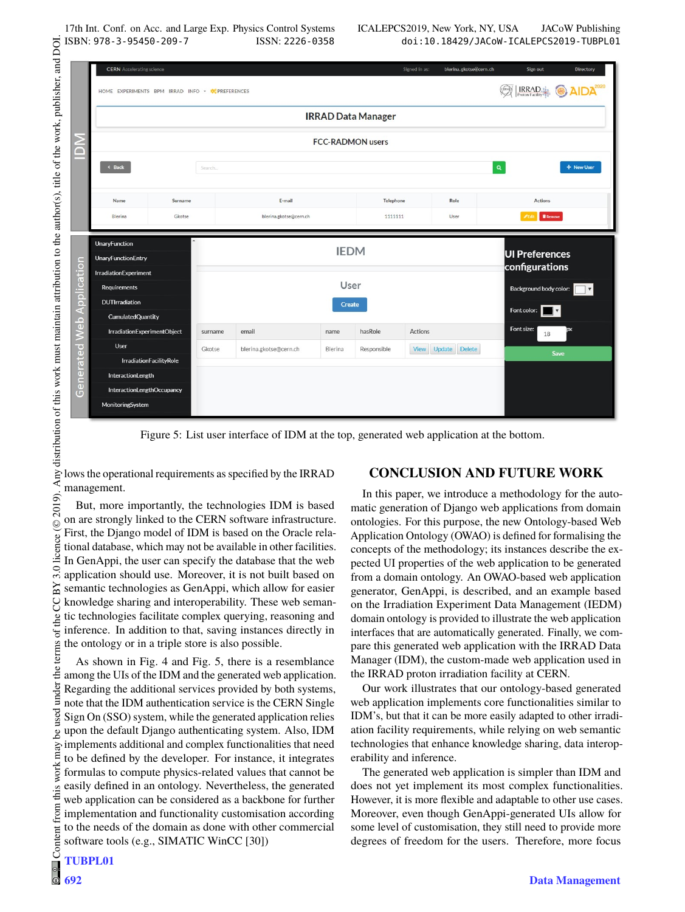Figure 5: List user interface of IDM at the top, generated web application at the bottom.

lows the operational requirements as specified by the IRRAD management.

But, more importantly, the technologies IDM is based on are strongly linked to the CERN software infrastructure. First, the Django model of IDM is based on the Oracle relational database, which may not be available in other facilities. In GenAppi, the user can specify the database that the web application should use. Moreover, it is not built based on semantic technologies as GenAppi, which allow for easier knowledge sharing and interoperability. These web semantic technologies facilitate complex querying, reasoning and inference. In addition to that, saving instances directly in the ontology or in a triple store is also possible.

As shown in Fig. 4 and Fig. 5, there is a resemblance among the UIs of the IDM and the generated web application. Regarding the additional services provided by both systems, note that the IDM authentication service is the CERN Single Sign On (SSO) system, while the generated application relies upon the default Django authenticating system. Also, IDM implements additional and complex functionalities that need to be defined by the developer. For instance, it integrates formulas to compute physics-related values that cannot be easily defined in an ontology. Nevertheless, the generated web application can be considered as a backbone for further implementation and functionality customisation according to the needs of the domain as done with other commercial software tools (e.g., SIMATIC WinCC [30])

## CONCLUSION AND FUTURE WORK

In this paper, we introduce a methodology for the automatic generation of Django web applications from domain ontologies. For this purpose, the new Ontology-based Web Application Ontology (OWAO) is defined for formalising the concepts of the methodology; its instances describe the expected UI properties of the web application to be generated from a domain ontology. An OWAO-based web application generator, GenAppi, is described, and an example based on the Irradiation Experiment Data Management (IEDM) domain ontology is provided to illustrate the web application interfaces that are automatically generated. Finally, we compare this generated web application with the IRRAD Data Manager (IDM), the custom-made web application used in the IRRAD proton irradiation facility at CERN.

Our work illustrates that our ontology-based generated web application implements core functionalities similar to IDM's, but that it can be more easily adapted to other irradiation facility requirements, while relying on web semantic technologies that enhance knowledge sharing, data interoperability and inference.

The generated web application is simpler than IDM and does not yet implement its most complex functionalities. However, it is more flexible and adaptable to other use cases. Moreover, even though GenAppi-generated UIs allow for some level of customisation, they still need to provide more degrees of freedom for the users. Therefore, more focus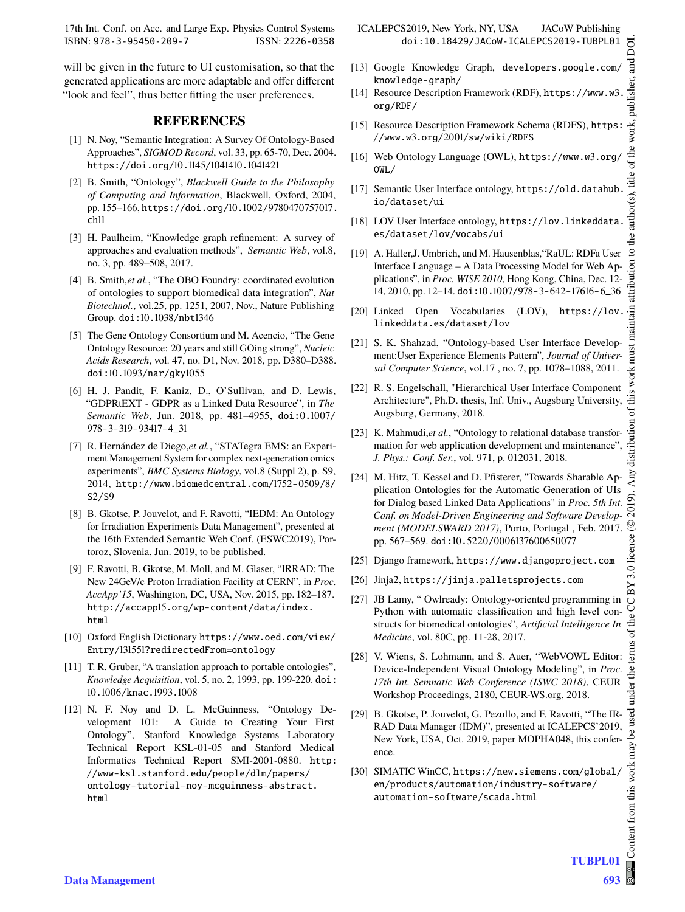will be given in the future to UI customisation, so that the generated applications are more adaptable and offer different "look and feel", thus better fitting the user preferences.

## REFERENCES

[1] N. Noy, "Semantic Integration: A Survey Of Ontology-Based Approaches", *SIGMOD Record*, vol. 33, pp. 65-70, Dec. 2004. https://doi.org/10.1145/1041410.1041421

[2] B. Smith, "Ontology", *Blackwell Guide to the Philosophy of Computing and Information*, Blackwell, Oxford, 2004, pp. 155–166, https://doi.org/10.1002/9780470757017.ch11

[3] H. Paulheim, "Knowledge graph refinement: A survey of approaches and evaluation methods", *Semantic Web*, vol.8, no. 3, pp. 489–508, 2017.

[4] B. Smith,*et al.*, "The OBO Foundry: coordinated evolution of ontologies to support biomedical data integration", *Nat Biotechnol.*, vol.25, pp. 1251, 2007, Nov., Nature Publishing Group. doi:10.1038/nbt1346

[5] The Gene Ontology Consortium and M. Acencio, "The Gene Ontology Resource: 20 years and still GOing strong", *Nucleic Acids Research*, vol. 47, no. D1, Nov. 2018, pp. D380–D388. doi:10.1093/nar/gky1055

[6] H. J. Pandit, F. Kaniz, D., O'Sullivan, and D. Lewis, "GDPRtEXT - GDPR as a Linked Data Resource", in *The Semantic Web*, Jun. 2018, pp. 481–4955, doi:0.1007/978-3-319-93417-4_31

[7] R. Hernández de Diego,*et al.*, "STATegra EMS: an Experiment Management System for complex next-generation omics experiments", *BMC Systems Biology*, vol.8 (Suppl 2), p. S9, 2014, http://www.biomedcentral.com/1752-0509/8/S2/S9

[8] B. Gkotse, P. Jouvelot, and F. Ravotti, "IEDM: An Ontology for Irradiation Experiments Data Management", presented at the 16th Extended Semantic Web Conf. (ESWC2019), Portoroz, Slovenia, Jun. 2019, to be published.

[9] F. Ravotti, B. Gkotse, M. Moll, and M. Glaser, "IRRAD: The New 24GeV/c Proton Irradiation Facility at CERN", in *Proc. AccApp'15*, Washington, DC, USA, Nov. 2015, pp. 182–187. http://accapp15.org/wp-content/data/index.html

[10] Oxford English Dictionary https://www.oed.com/view/Entry/131551?redirectedFrom=ontology

[11] T. R. Gruber, "A translation approach to portable ontologies", *Knowledge Acquisition*, vol. 5, no. 2, 1993, pp. 199-220. doi:10.1006/knac.1993.1008

[12] N. F. Noy and D. L. McGuinness, "Ontology Development 101: A Guide to Creating Your First Ontology", Stanford Knowledge Systems Laboratory Technical Report KSL-01-05 and Stanford Medical Informatics Technical Report SMI-2001-0880. http://www-ksl.stanford.edu/people/dlm/papers/ontology-tutorial-noy-mcguinness-abstract.html

[13] Google Knowledge Graph, developers.google.com/knowledge-graph/

[14] Resource Description Framework (RDF), https://www.w3.org/RDF/

[15] Resource Description Framework Schema (RDFS), https://www.w3.org/2001/sw/wiki/RDFS

[16] Web Ontology Language (OWL), https://www.w3.org/OWL/

[17] Semantic User Interface ontology, https://old.datahub.io/dataset/ui

[18] LOV User Interface ontology, https://lov.linkeddata.es/dataset/lov/vocabs/ui

[19] A. Haller,J. Umbrich, and M. Hausenblas,"RaUL: RDFa User Interface Language – A Data Processing Model for Web Applications", in *Proc. WISE 2010*, Hong Kong, China, Dec. 12-14, 2010, pp. 12–14. doi:10.1007/978-3-642-17616-6_36

[20] Linked Open Vocabularies (LOV), https://lov.linkeddata.es/dataset/lov

[21] S. K. Shahzad, "Ontology-based User Interface Development:User Experience Elements Pattern", *Journal of Universal Computer Science*, vol.17 , no. 7, pp. 1078–1088, 2011.

[22] R. S. Engelschall, "Hierarchical User Interface Component Architecture", Ph.D. thesis, Inf. Univ., Augsburg University, Augsburg, Germany, 2018.

[23] K. Mahmudi,*et al.*, "Ontology to relational database transformation for web application development and maintenance", *J. Phys.: Conf. Ser.*, vol. 971, p. 012031, 2018.

[24] M. Hitz, T. Kessel and D. Pfisterer, "Towards Sharable Application Ontologies for the Automatic Generation of UIs for Dialog based Linked Data Applications" in *Proc. 5th Int. Conf. on Model-Driven Engineering and Software Development (MODELSWARD 2017)*, Porto, Portugal , Feb. 2017. pp. 567–569. doi:10.5220/0006137600650077

[25] Django framework, https://www.djangoproject.com

[26] Jinja2, https://jinja.palletsprojects.com

[27] JB Lamy, " Owlready: Ontology-oriented programming in Python with automatic classification and high level constructs for biomedical ontologies", *Artificial Intelligence In Medicine*, vol. 80C, pp. 11-28, 2017.

[28] V. Wiens, S. Lohmann, and S. Auer, "WebVOWL Editor: Device-Independent Visual Ontology Modeling", in *Proc. 17th Int. Semnatic Web Conference (ISWC 2018)*, CEUR Workshop Proceedings, 2180, CEUR-WS.org, 2018.

[29] B. Gkotse, P. Jouvelot, G. Pezullo, and F. Ravotti, "The IRRAD Data Manager (IDM)", presented at ICALEPCS'2019, New York, USA, Oct. 2019, paper MOPHA048, this conference.

[30] SIMATIC WinCC, https://new.siemens.com/global/en/products/automation/industry-software/automation-software/scada.html